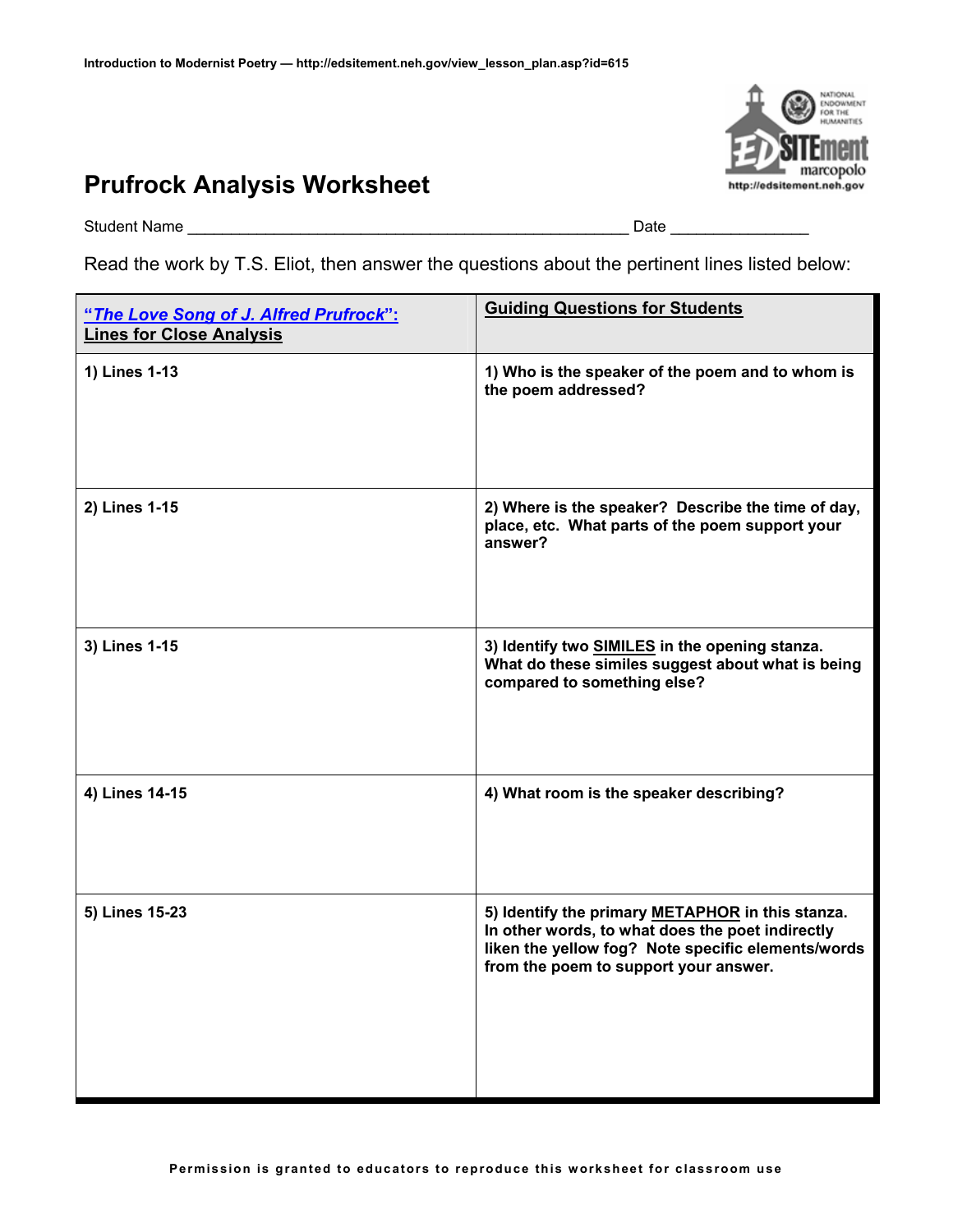Introduction to Modernist Poetry — http://edsitement.neh.gov/view_lesson_plan.asp?id=615

# Prufrock Analysis Worksheet

Student Name ___________________________________________________ Date _______________

Read the work by T.S. Eliot, then answer the questions about the pertinent lines listed below:

| **"The Love Song of J. Alfred Prufrock": Lines for Close Analysis** | **Guiding Questions for Students** |
|---|---|
| **1) Lines 1-13** | **1) Who is the speaker of the poem and to whom is the poem addressed?** |
| **2) Lines 1-15** | **2) Where is the speaker? Describe the time of day, place, etc. What parts of the poem support your answer?** |
| **3) Lines 1-15** | **3) Identify two SIMILES in the opening stanza. What do these similes suggest about what is being compared to something else?** |
| **4) Lines 14-15** | **4) What room is the speaker describing?** |
| **5) Lines 15-23** | **5) Identify the primary METAPHOR in this stanza. In other words, to what does the poet indirectly liken the yellow fog? Note specific elements/words from the poem to support your answer.** |

Permission is granted to educators to reproduce this worksheet for classroom use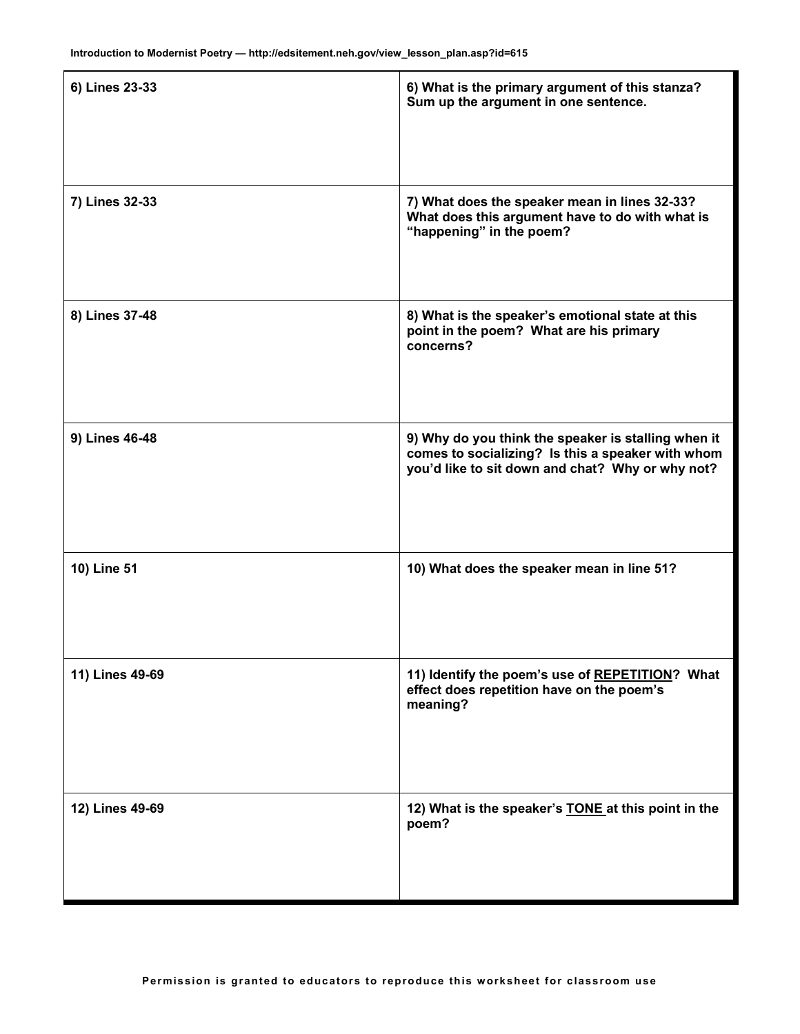| 6) Lines 23-33 | 6) What is the primary argument of this stanza? Sum up the argument in one sentence. |
|---|---|
| 7) Lines 32-33 | 7) What does the speaker mean in lines 32-33? What does this argument have to do with what is "happening" in the poem? |
| 8) Lines 37-48 | 8) What is the speaker's emotional state at this point in the poem? What are his primary concerns? |
| 9) Lines 46-48 | 9) Why do you think the speaker is stalling when it comes to socializing? Is this a speaker with whom you'd like to sit down and chat? Why or why not? |
| 10) Line 51 | 10) What does the speaker mean in line 51? |
| 11) Lines 49-69 | 11) Identify the poem's use of <u>REPETITION</u>? What effect does repetition have on the poem's meaning? |
| 12) Lines 49-69 | 12) What is the speaker's <u>TONE</u> at this point in the poem? |

**Permission is granted to educators to reproduce this worksheet for classroom use**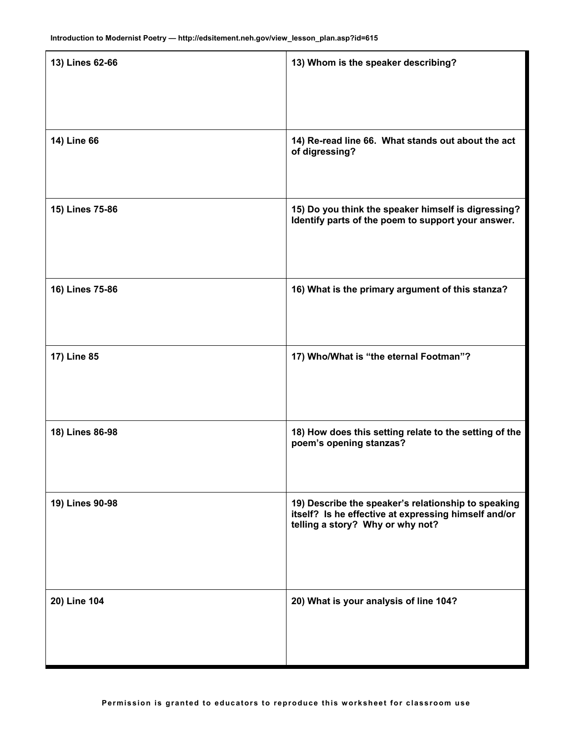| 13) Lines 62-66 | 13) Whom is the speaker describing? |
| --- | --- |
| 14) Line 66 | 14) Re-read line 66. What stands out about the act of digressing? |
| 15) Lines 75-86 | 15) Do you think the speaker himself is digressing? Identify parts of the poem to support your answer. |
| 16) Lines 75-86 | 16) What is the primary argument of this stanza? |
| 17) Line 85 | 17) Who/What is "the eternal Footman"? |
| 18) Lines 86-98 | 18) How does this setting relate to the setting of the poem's opening stanzas? |
| 19) Lines 90-98 | 19) Describe the speaker's relationship to speaking itself? Is he effective at expressing himself and/or telling a story? Why or why not? |
| 20) Line 104 | 20) What is your analysis of line 104? |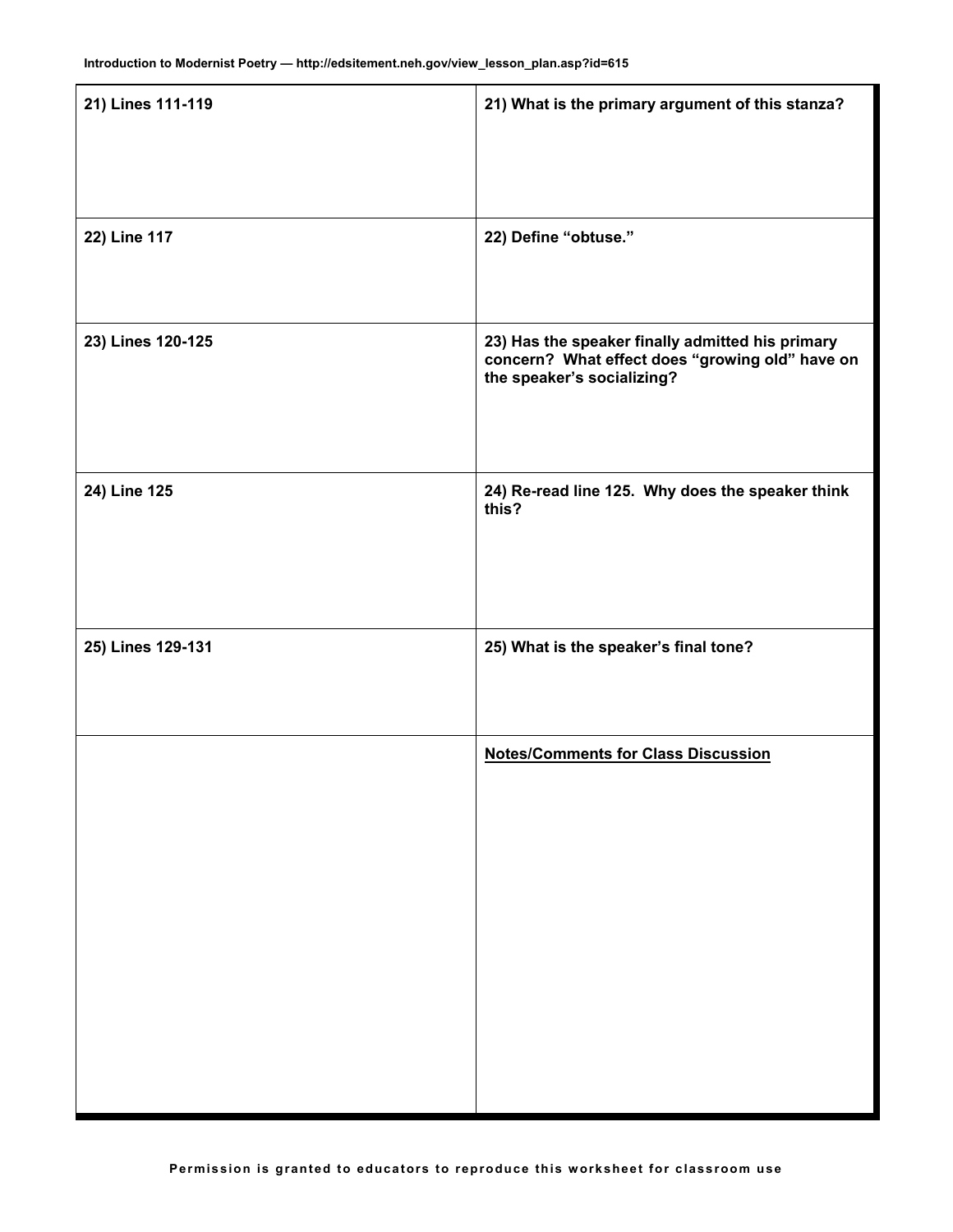| | |
|---|---|
| **21) Lines 111-119** | **21) What is the primary argument of this stanza?** |
| **22) Line 117** | **22) Define "obtuse."** |
| **23) Lines 120-125** | **23) Has the speaker finally admitted his primary concern? What effect does "growing old" have on the speaker's socializing?** |
| **24) Line 125** | **24) Re-read line 125. Why does the speaker think this?** |
| **25) Lines 129-131** | **25) What is the speaker's final tone?** |
| | **<u>Notes/Comments for Class Discussion</u>** |

**Permission is granted to educators to reproduce this worksheet for classroom use**